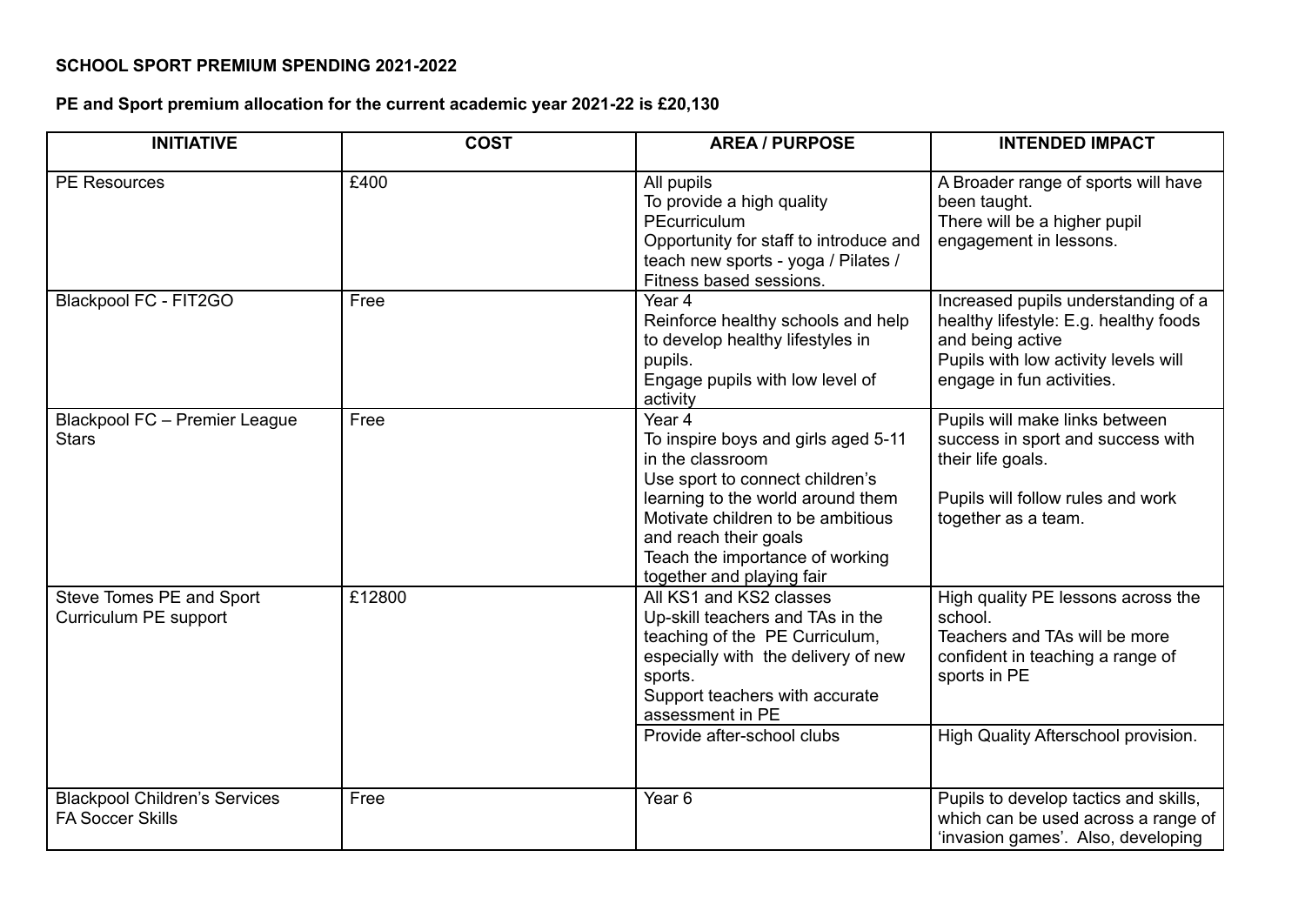**SCHOOL SPORT PREMIUM SPENDING 2021-2022**

**PE and Sport premium allocation for the current academic year 2021-22 is £20,130**

| INITIATIVE | COST | AREA / PURPOSE | INTENDED IMPACT |
|---|---|---|---|
| PE Resources | £400 | All pupils<br>To provide a high quality PEcurriculum<br>Opportunity for staff to introduce and teach new sports - yoga / Pilates / Fitness based sessions. | A Broader range of sports will have been taught.<br>There will be a higher pupil engagement in lessons. |
| Blackpool FC - FIT2GO | Free | Year 4<br>Reinforce healthy schools and help to develop healthy lifestyles in pupils.<br>Engage pupils with low level of activity | Increased pupils understanding of a healthy lifestyle: E.g. healthy foods and being active<br>Pupils with low activity levels will engage in fun activities. |
| Blackpool FC – Premier League Stars | Free | Year 4<br>To inspire boys and girls aged 5-11 in the classroom<br>Use sport to connect children's learning to the world around them<br>Motivate children to be ambitious and reach their goals<br>Teach the importance of working together and playing fair | Pupils will make links between success in sport and success with their life goals.<br><br>Pupils will follow rules and work together as a team. |
| Steve Tomes PE and Sport Curriculum PE support | £12800 | All KS1 and KS2 classes<br>Up-skill teachers and TAs in the teaching of the PE Curriculum, especially with the delivery of new sports.<br>Support teachers with accurate assessment in PE | High quality PE lessons across the school.<br>Teachers and TAs will be more confident in teaching a range of sports in PE |
| | | Provide after-school clubs | High Quality Afterschool provision. |
| Blackpool Children's Services FA Soccer Skills | Free | Year 6 | Pupils to develop tactics and skills, which can be used across a range of 'invasion games'. Also, developing |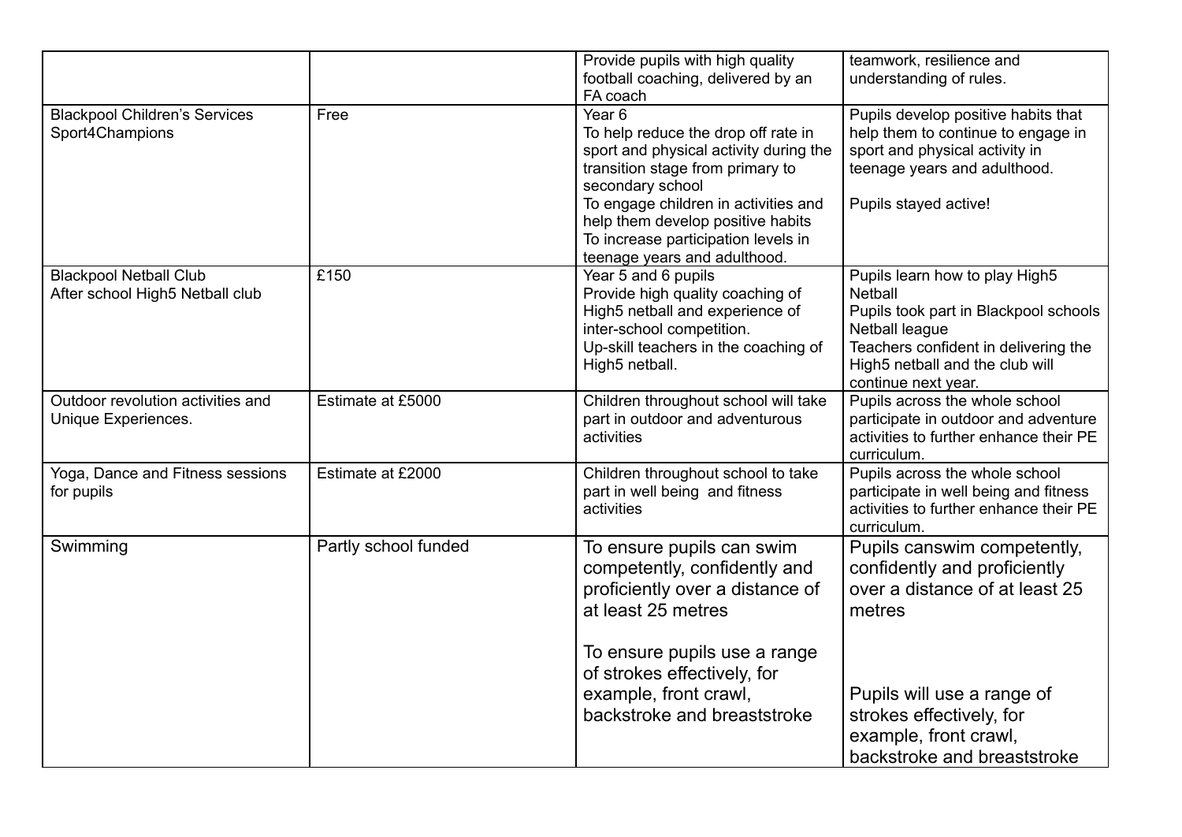| | | | |
|---|---|---|---|
| | | Provide pupils with high quality football coaching, delivered by an FA coach | teamwork, resilience and understanding of rules. |
| Blackpool Children's Services Sport4Champions | Free | Year 6<br>To help reduce the drop off rate in sport and physical activity during the transition stage from primary to secondary school<br>To engage children in activities and help them develop positive habits<br>To increase participation levels in teenage years and adulthood. | Pupils develop positive habits that help them to continue to engage in sport and physical activity in teenage years and adulthood.<br><br>Pupils stayed active! |
| Blackpool Netball Club<br>After school High5 Netball club | £150 | Year 5 and 6 pupils<br>Provide high quality coaching of High5 netball and experience of inter-school competition.<br>Up-skill teachers in the coaching of High5 netball. | Pupils learn how to play High5 Netball<br>Pupils took part in Blackpool schools Netball league<br>Teachers confident in delivering the High5 netball and the club will continue next year. |
| Outdoor revolution activities and Unique Experiences. | Estimate at £5000 | Children throughout school will take part in outdoor and adventurous activities | Pupils across the whole school participate in outdoor and adventure activities to further enhance their PE curriculum. |
| Yoga, Dance and Fitness sessions for pupils | Estimate at £2000 | Children throughout school to take part in well being and fitness activities | Pupils across the whole school participate in well being and fitness activities to further enhance their PE curriculum. |
| Swimming | Partly school funded | To ensure pupils can swim competently, confidently and proficiently over a distance of at least 25 metres<br><br>To ensure pupils use a range of strokes effectively, for example, front crawl, backstroke and breaststroke | Pupils canswim competently, confidently and proficiently over a distance of at least 25 metres<br><br>Pupils will use a range of strokes effectively, for example, front crawl, backstroke and breaststroke |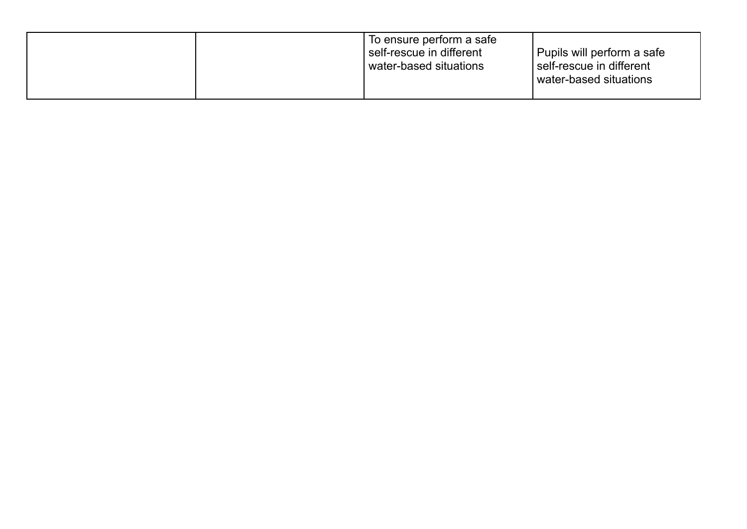| | | | |
|---|---|---|---|
| | | To ensure perform a safe self-rescue in different water-based situations | Pupils will perform a safe self-rescue in different water-based situations |